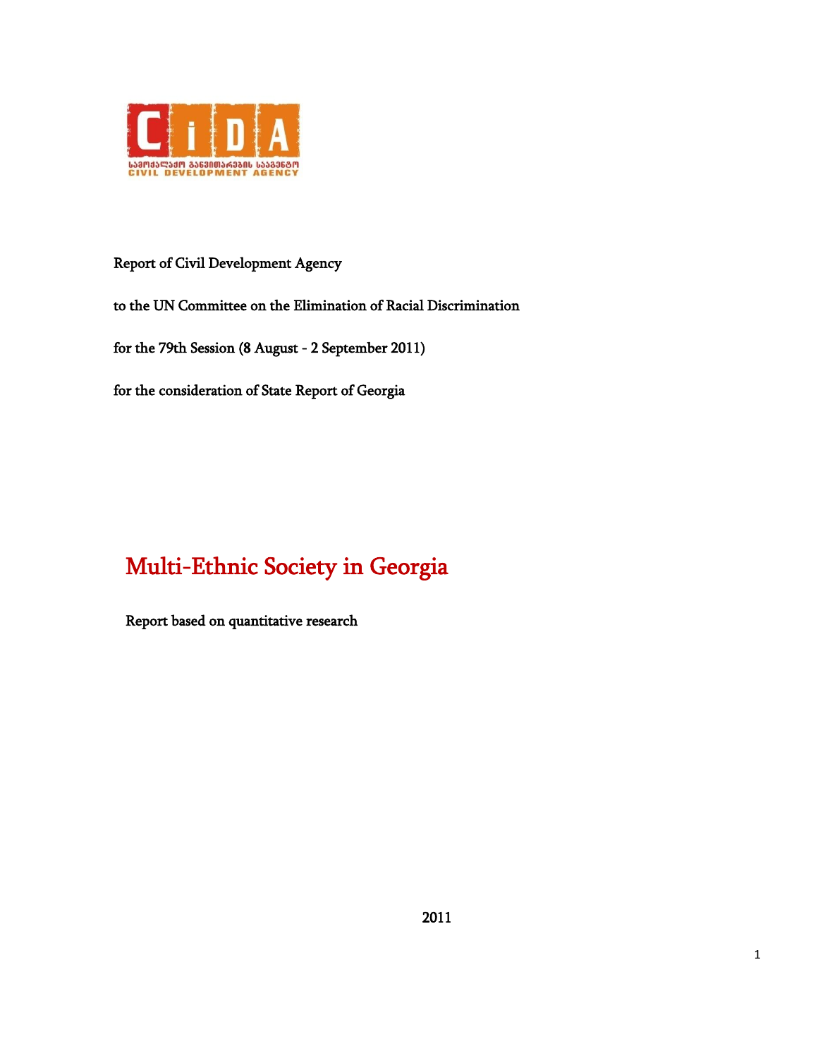CiDA

სამოქალაქო განვითარების სააგენტო
CIVIL DEVELOPMENT AGENCY

Report of Civil Development Agency

to the UN Committee on the Elimination of Racial Discrimination

for the 79th Session (8 August - 2 September 2011)

for the consideration of State Report of Georgia

# Multi-Ethnic Society in Georgia

Report based on quantitative research

2011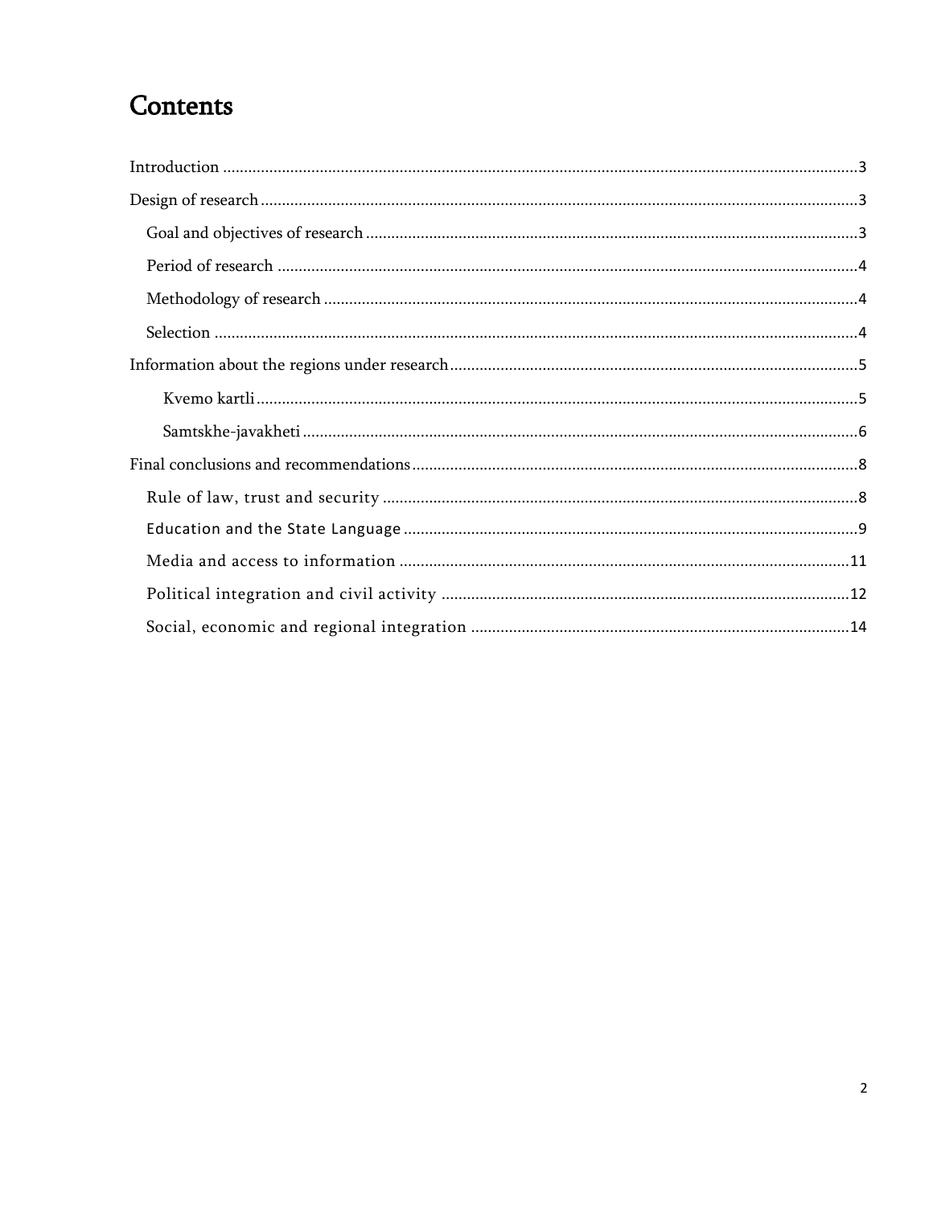# Contents

Introduction ........................................................................................................................................3

Design of research ...............................................................................................................................3

- Goal and objectives of research .......................................................................................................3
- Period of research ............................................................................................................................4
- Methodology of research .................................................................................................................4
- Selection ..........................................................................................................................................4

Information about the regions under research ...................................................................................5

- Kvemo kartli ...................................................................................................................................5
- Samtskhe-javakheti ........................................................................................................................6

Final conclusions and recommendations ............................................................................................8

- Rule of law, trust and security ..........................................................................................................8
- Education and the State Language ....................................................................................................9
- Media and access to information ....................................................................................................11
- Political integration and civil activity ............................................................................................12
- Social, economic and regional integration .....................................................................................14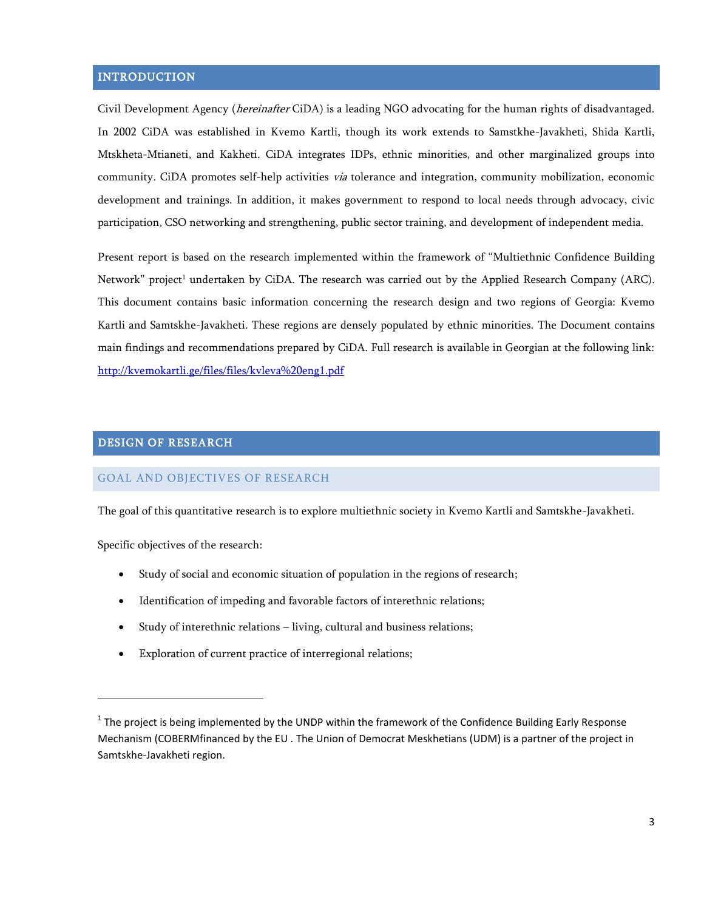## INTRODUCTION

Civil Development Agency (*hereinafter* CiDA) is a leading NGO advocating for the human rights of disadvantaged. In 2002 CiDA was established in Kvemo Kartli, though its work extends to Samstkhe-Javakheti, Shida Kartli, Mtskheta-Mtianeti, and Kakheti. CiDA integrates IDPs, ethnic minorities, and other marginalized groups into community. CiDA promotes self-help activities *via* tolerance and integration, community mobilization, economic development and trainings. In addition, it makes government to respond to local needs through advocacy, civic participation, CSO networking and strengthening, public sector training, and development of independent media.

Present report is based on the research implemented within the framework of "Multiethnic Confidence Building Network" project[1] undertaken by CiDA. The research was carried out by the Applied Research Company (ARC). This document contains basic information concerning the research design and two regions of Georgia: Kvemo Kartli and Samtskhe-Javakheti. These regions are densely populated by ethnic minorities. The Document contains main findings and recommendations prepared by CiDA. Full research is available in Georgian at the following link: [http://kvemokartli.ge/files/files/kvleva%20eng1.pdf](http://kvemokartli.ge/files/files/kvleva%20eng1.pdf)

## DESIGN OF RESEARCH

### GOAL AND OBJECTIVES OF RESEARCH

The goal of this quantitative research is to explore multiethnic society in Kvemo Kartli and Samtskhe-Javakheti.

Specific objectives of the research:

- Study of social and economic situation of population in the regions of research;
- Identification of impeding and favorable factors of interethnic relations;
- Study of interethnic relations – living, cultural and business relations;
- Exploration of current practice of interregional relations;

---

[1] The project is being implemented by the UNDP within the framework of the Confidence Building Early Response Mechanism (COBERMfinanced by the EU . The Union of Democrat Meskhetians (UDM) is a partner of the project in Samtskhe-Javakheti region.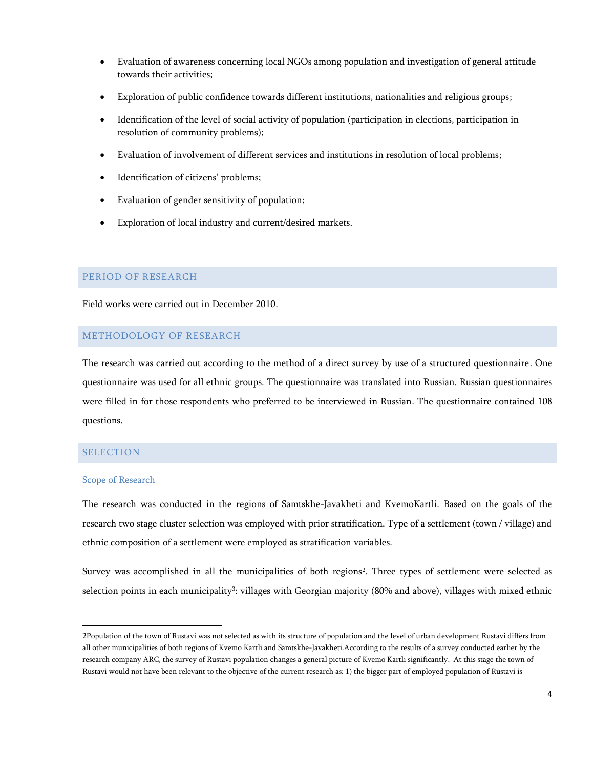- Evaluation of awareness concerning local NGOs among population and investigation of general attitude towards their activities;
- Exploration of public confidence towards different institutions, nationalities and religious groups;
- Identification of the level of social activity of population (participation in elections, participation in resolution of community problems);
- Evaluation of involvement of different services and institutions in resolution of local problems;
- Identification of citizens' problems;
- Evaluation of gender sensitivity of population;
- Exploration of local industry and current/desired markets.

## PERIOD OF RESEARCH

Field works were carried out in December 2010.

## METHODOLOGY OF RESEARCH

The research was carried out according to the method of a direct survey by use of a structured questionnaire. One questionnaire was used for all ethnic groups. The questionnaire was translated into Russian. Russian questionnaires were filled in for those respondents who preferred to be interviewed in Russian. The questionnaire contained 108 questions.

## SELECTION

### Scope of Research

The research was conducted in the regions of Samtskhe-Javakheti and KvemoKartli. Based on the goals of the research two stage cluster selection was employed with prior stratification. Type of a settlement (town / village) and ethnic composition of a settlement were employed as stratification variables.

Survey was accomplished in all the municipalities of both regions[2]. Three types of settlement were selected as selection points in each municipality[3]: villages with Georgian majority (80% and above), villages with mixed ethnic

---

2Population of the town of Rustavi was not selected as with its structure of population and the level of urban development Rustavi differs from all other municipalities of both regions of Kvemo Kartli and Samtskhe-Javakheti.According to the results of a survey conducted earlier by the research company ARC, the survey of Rustavi population changes a general picture of Kvemo Kartli significantly. At this stage the town of Rustavi would not have been relevant to the objective of the current research as: 1) the bigger part of employed population of Rustavi is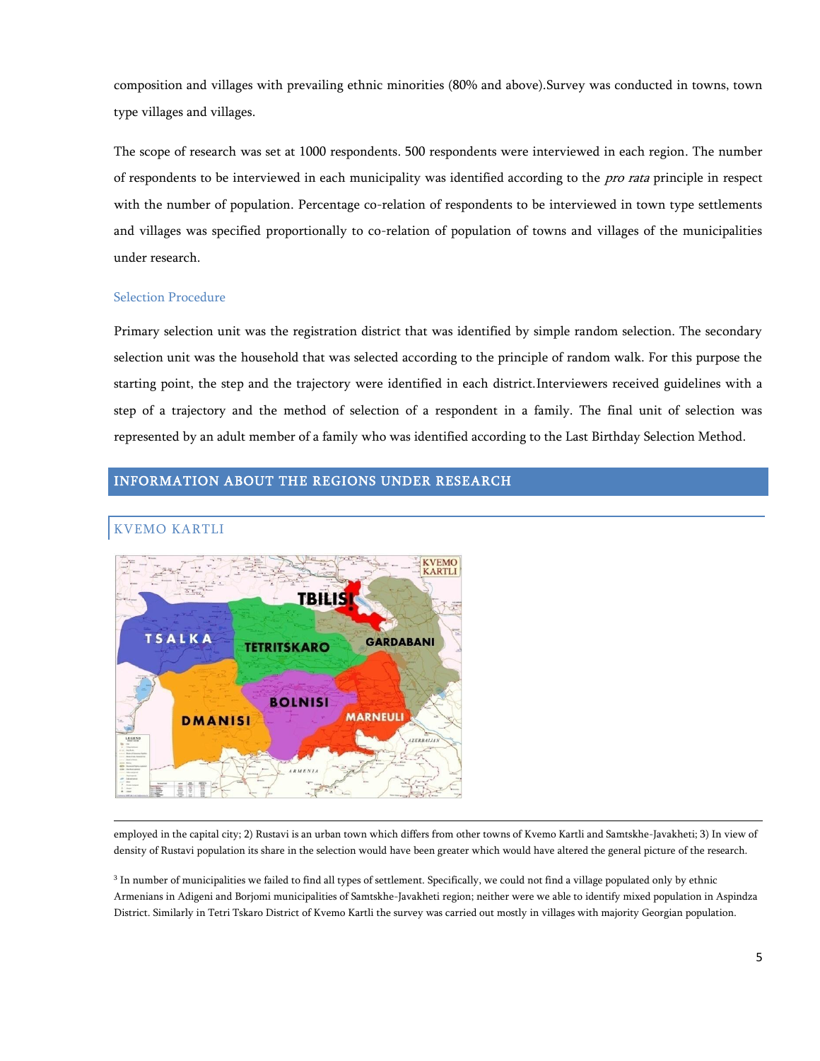composition and villages with prevailing ethnic minorities (80% and above).Survey was conducted in towns, town type villages and villages.

The scope of research was set at 1000 respondents. 500 respondents were interviewed in each region. The number of respondents to be interviewed in each municipality was identified according to the *pro rata* principle in respect with the number of population. Percentage co-relation of respondents to be interviewed in town type settlements and villages was specified proportionally to co-relation of population of towns and villages of the municipalities under research.

### Selection Procedure

Primary selection unit was the registration district that was identified by simple random selection. The secondary selection unit was the household that was selected according to the principle of random walk. For this purpose the starting point, the step and the trajectory were identified in each district.Interviewers received guidelines with a step of a trajectory and the method of selection of a respondent in a family. The final unit of selection was represented by an adult member of a family who was identified according to the Last Birthday Selection Method.

## INFORMATION ABOUT THE REGIONS UNDER RESEARCH

### KVEMO KARTLI

---

employed in the capital city; 2) Rustavi is an urban town which differs from other towns of Kvemo Kartli and Samtskhe-Javakheti; 3) In view of density of Rustavi population its share in the selection would have been greater which would have altered the general picture of the research.

[3] In number of municipalities we failed to find all types of settlement. Specifically, we could not find a village populated only by ethnic Armenians in Adigeni and Borjomi municipalities of Samtskhe-Javakheti region; neither were we able to identify mixed population in Aspindza District. Similarly in Tetri Tskaro District of Kvemo Kartli the survey was carried out mostly in villages with majority Georgian population.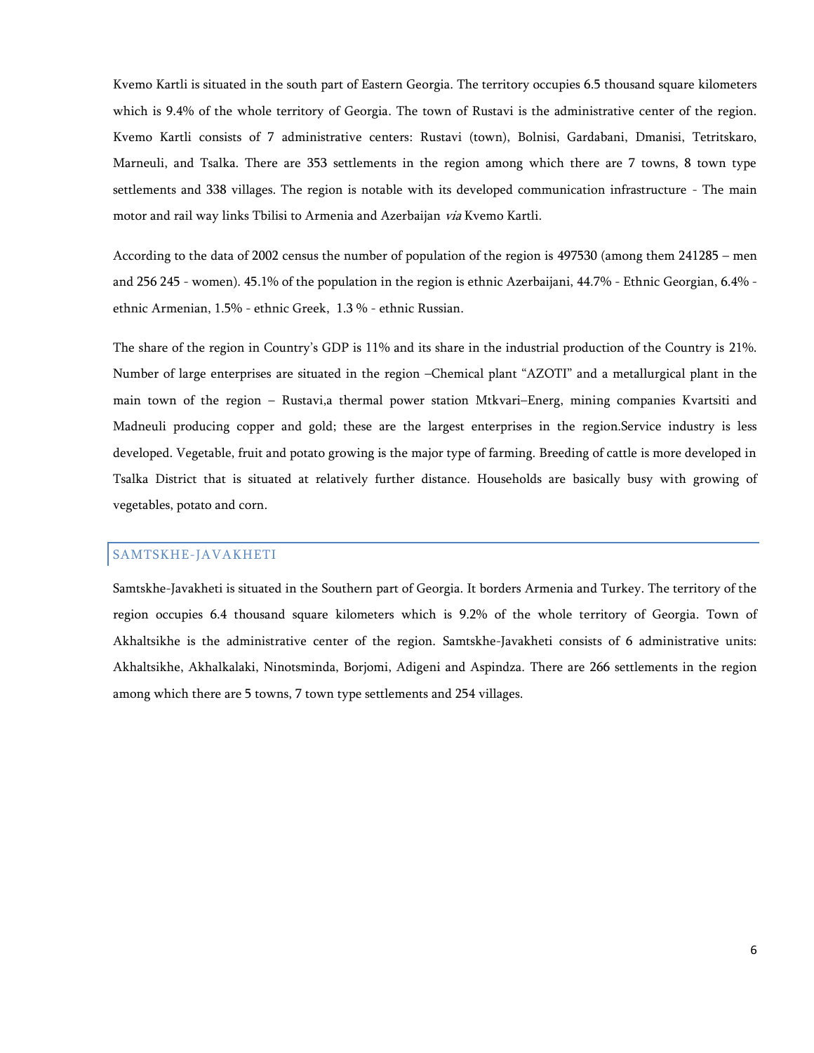Kvemo Kartli is situated in the south part of Eastern Georgia. The territory occupies 6.5 thousand square kilometers which is 9.4% of the whole territory of Georgia. The town of Rustavi is the administrative center of the region. Kvemo Kartli consists of 7 administrative centers: Rustavi (town), Bolnisi, Gardabani, Dmanisi, Tetritskaro, Marneuli, and Tsalka. There are 353 settlements in the region among which there are 7 towns, 8 town type settlements and 338 villages. The region is notable with its developed communication infrastructure - The main motor and rail way links Tbilisi to Armenia and Azerbaijan *via* Kvemo Kartli.

According to the data of 2002 census the number of population of the region is 497530 (among them 241285 – men and 256 245 - women). 45.1% of the population in the region is ethnic Azerbaijani, 44.7% - Ethnic Georgian, 6.4% - ethnic Armenian, 1.5% - ethnic Greek, 1.3 % - ethnic Russian.

The share of the region in Country's GDP is 11% and its share in the industrial production of the Country is 21%. Number of large enterprises are situated in the region –Chemical plant "AZOTI" and a metallurgical plant in the main town of the region – Rustavi,a thermal power station Mtkvari–Energ, mining companies Kvartsiti and Madneuli producing copper and gold; these are the largest enterprises in the region.Service industry is less developed. Vegetable, fruit and potato growing is the major type of farming. Breeding of cattle is more developed in Tsalka District that is situated at relatively further distance. Households are basically busy with growing of vegetables, potato and corn.

## SAMTSKHE-JAVAKHETI

Samtskhe-Javakheti is situated in the Southern part of Georgia. It borders Armenia and Turkey. The territory of the region occupies 6.4 thousand square kilometers which is 9.2% of the whole territory of Georgia. Town of Akhaltsikhe is the administrative center of the region. Samtskhe-Javakheti consists of 6 administrative units: Akhaltsikhe, Akhalkalaki, Ninotsminda, Borjomi, Adigeni and Aspindza. There are 266 settlements in the region among which there are 5 towns, 7 town type settlements and 254 villages.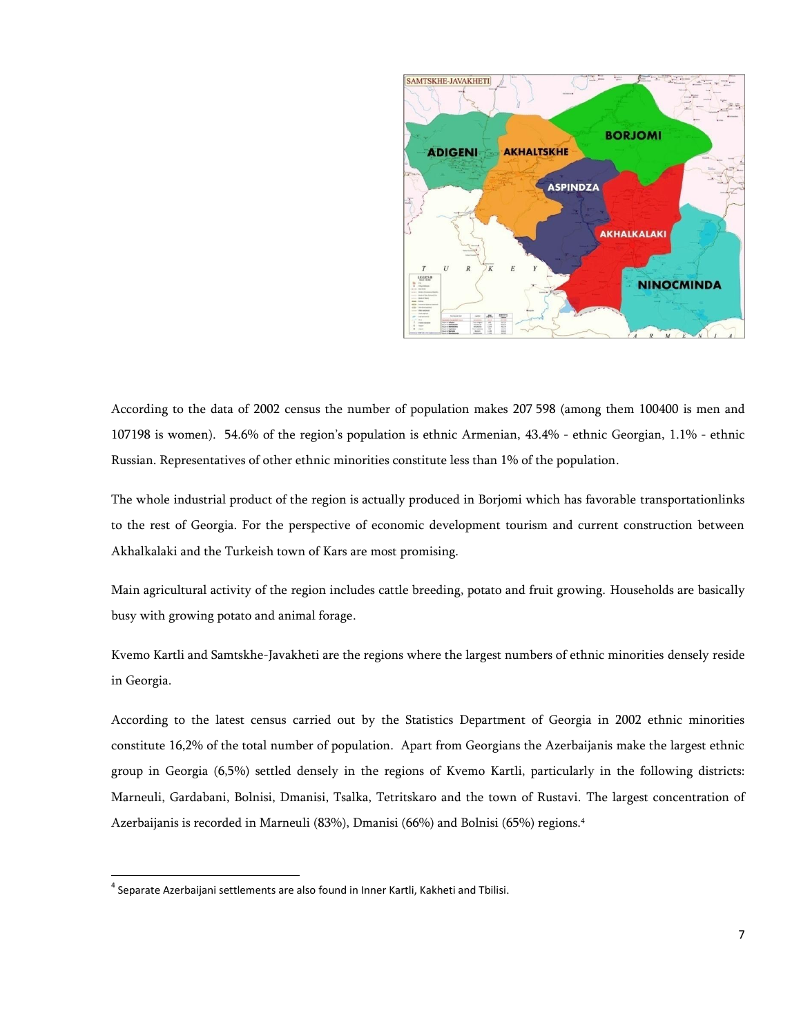According to the data of 2002 census the number of population makes 207 598 (among them 100400 is men and 107198 is women). 54.6% of the region's population is ethnic Armenian, 43.4% - ethnic Georgian, 1.1% - ethnic Russian. Representatives of other ethnic minorities constitute less than 1% of the population.

The whole industrial product of the region is actually produced in Borjomi which has favorable transportationlinks to the rest of Georgia. For the perspective of economic development tourism and current construction between Akhalkalaki and the Turkeish town of Kars are most promising.

Main agricultural activity of the region includes cattle breeding, potato and fruit growing. Households are basically busy with growing potato and animal forage.

Kvemo Kartli and Samtskhe-Javakheti are the regions where the largest numbers of ethnic minorities densely reside in Georgia.

According to the latest census carried out by the Statistics Department of Georgia in 2002 ethnic minorities constitute 16,2% of the total number of population. Apart from Georgians the Azerbaijanis make the largest ethnic group in Georgia (6,5%) settled densely in the regions of Kvemo Kartli, particularly in the following districts: Marneuli, Gardabani, Bolnisi, Dmanisi, Tsalka, Tetritskaro and the town of Rustavi. The largest concentration of Azerbaijanis is recorded in Marneuli (83%), Dmanisi (66%) and Bolnisi (65%) regions.[4]

[4] Separate Azerbaijani settlements are also found in Inner Kartli, Kakheti and Tbilisi.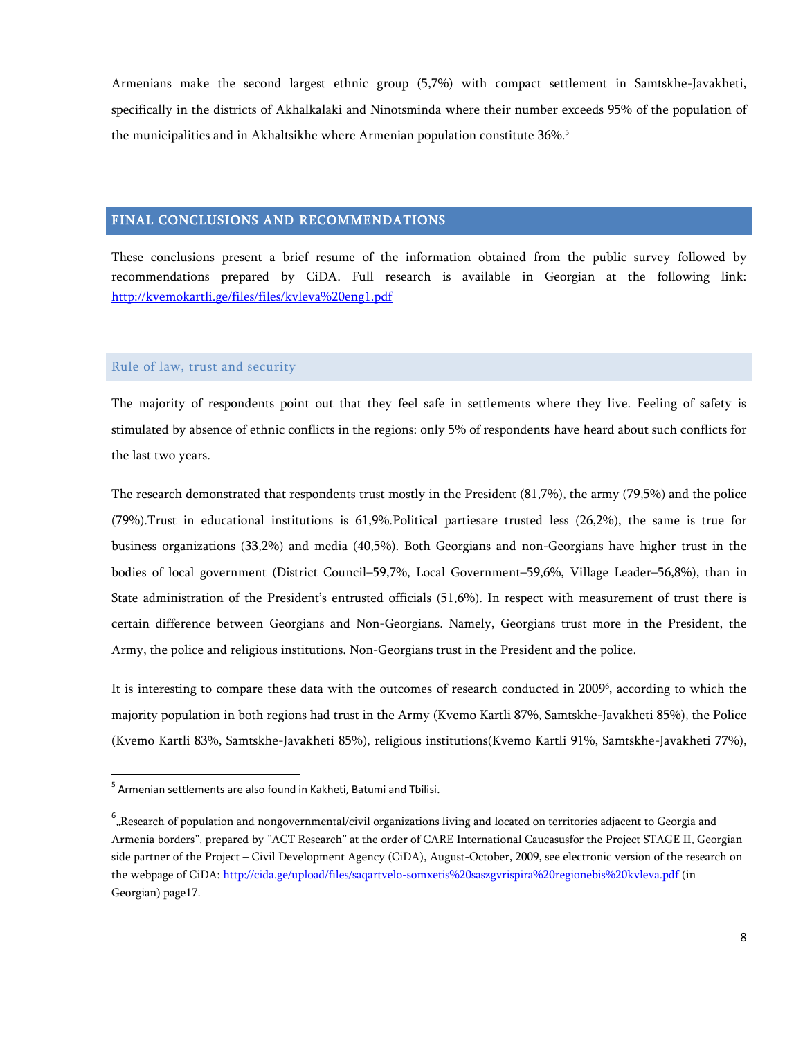Armenians make the second largest ethnic group (5,7%) with compact settlement in Samtskhe-Javakheti, specifically in the districts of Akhalkalaki and Ninotsminda where their number exceeds 95% of the population of the municipalities and in Akhaltsikhe where Armenian population constitute 36%.[5]

## FINAL CONCLUSIONS AND RECOMMENDATIONS

These conclusions present a brief resume of the information obtained from the public survey followed by recommendations prepared by CiDA. Full research is available in Georgian at the following link: http://kvemokartli.ge/files/files/kvleva%20eng1.pdf

### Rule of law, trust and security

The majority of respondents point out that they feel safe in settlements where they live. Feeling of safety is stimulated by absence of ethnic conflicts in the regions: only 5% of respondents have heard about such conflicts for the last two years.

The research demonstrated that respondents trust mostly in the President (81,7%), the army (79,5%) and the police (79%).Trust in educational institutions is 61,9%.Political partiesare trusted less (26,2%), the same is true for business organizations (33,2%) and media (40,5%). Both Georgians and non-Georgians have higher trust in the bodies of local government (District Council–59,7%, Local Government–59,6%, Village Leader–56,8%), than in State administration of the President's entrusted officials (51,6%). In respect with measurement of trust there is certain difference between Georgians and Non-Georgians. Namely, Georgians trust more in the President, the Army, the police and religious institutions. Non-Georgians trust in the President and the police.

It is interesting to compare these data with the outcomes of research conducted in 2009[6], according to which the majority population in both regions had trust in the Army (Kvemo Kartli 87%, Samtskhe-Javakheti 85%), the Police (Kvemo Kartli 83%, Samtskhe-Javakheti 85%), religious institutions(Kvemo Kartli 91%, Samtskhe-Javakheti 77%),

---

[5] Armenian settlements are also found in Kakheti, Batumi and Tbilisi.

[6] „Research of population and nongovernmental/civil organizations living and located on territories adjacent to Georgia and Armenia borders", prepared by "ACT Research" at the order of CARE International Caucasusfor the Project STAGE II, Georgian side partner of the Project – Civil Development Agency (CiDA), August-October, 2009, see electronic version of the research on the webpage of CiDA: http://cida.ge/upload/files/saqartvelo-somxetis%20saszgvrispira%20regionebis%20kvleva.pdf (in Georgian) page17.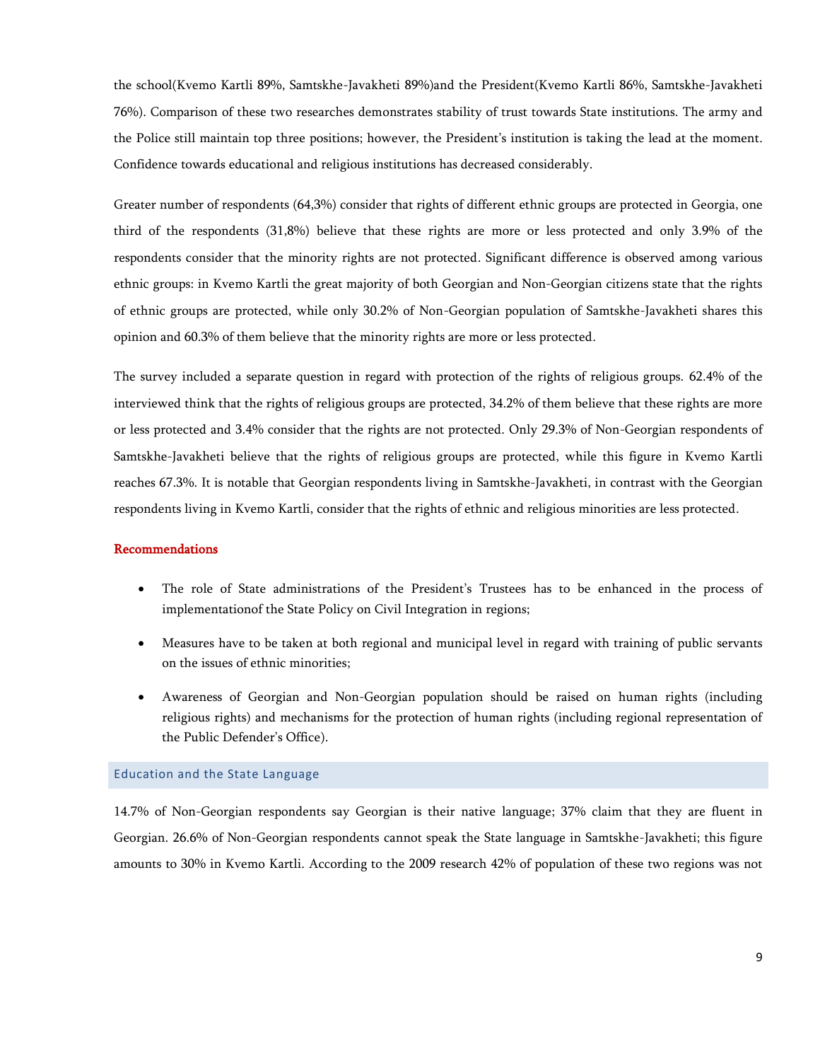the school(Kvemo Kartli 89%, Samtskhe-Javakheti 89%)and the President(Kvemo Kartli 86%, Samtskhe-Javakheti 76%). Comparison of these two researches demonstrates stability of trust towards State institutions. The army and the Police still maintain top three positions; however, the President's institution is taking the lead at the moment. Confidence towards educational and religious institutions has decreased considerably.

Greater number of respondents (64,3%) consider that rights of different ethnic groups are protected in Georgia, one third of the respondents (31,8%) believe that these rights are more or less protected and only 3.9% of the respondents consider that the minority rights are not protected. Significant difference is observed among various ethnic groups: in Kvemo Kartli the great majority of both Georgian and Non-Georgian citizens state that the rights of ethnic groups are protected, while only 30.2% of Non-Georgian population of Samtskhe-Javakheti shares this opinion and 60.3% of them believe that the minority rights are more or less protected.

The survey included a separate question in regard with protection of the rights of religious groups. 62.4% of the interviewed think that the rights of religious groups are protected, 34.2% of them believe that these rights are more or less protected and 3.4% consider that the rights are not protected. Only 29.3% of Non-Georgian respondents of Samtskhe-Javakheti believe that the rights of religious groups are protected, while this figure in Kvemo Kartli reaches 67.3%. It is notable that Georgian respondents living in Samtskhe-Javakheti, in contrast with the Georgian respondents living in Kvemo Kartli, consider that the rights of ethnic and religious minorities are less protected.

**Recommendations**

- The role of State administrations of the President's Trustees has to be enhanced in the process of implementationof the State Policy on Civil Integration in regions;
- Measures have to be taken at both regional and municipal level in regard with training of public servants on the issues of ethnic minorities;
- Awareness of Georgian and Non-Georgian population should be raised on human rights (including religious rights) and mechanisms for the protection of human rights (including regional representation of the Public Defender's Office).

## Education and the State Language

14.7% of Non-Georgian respondents say Georgian is their native language; 37% claim that they are fluent in Georgian. 26.6% of Non-Georgian respondents cannot speak the State language in Samtskhe-Javakheti; this figure amounts to 30% in Kvemo Kartli. According to the 2009 research 42% of population of these two regions was not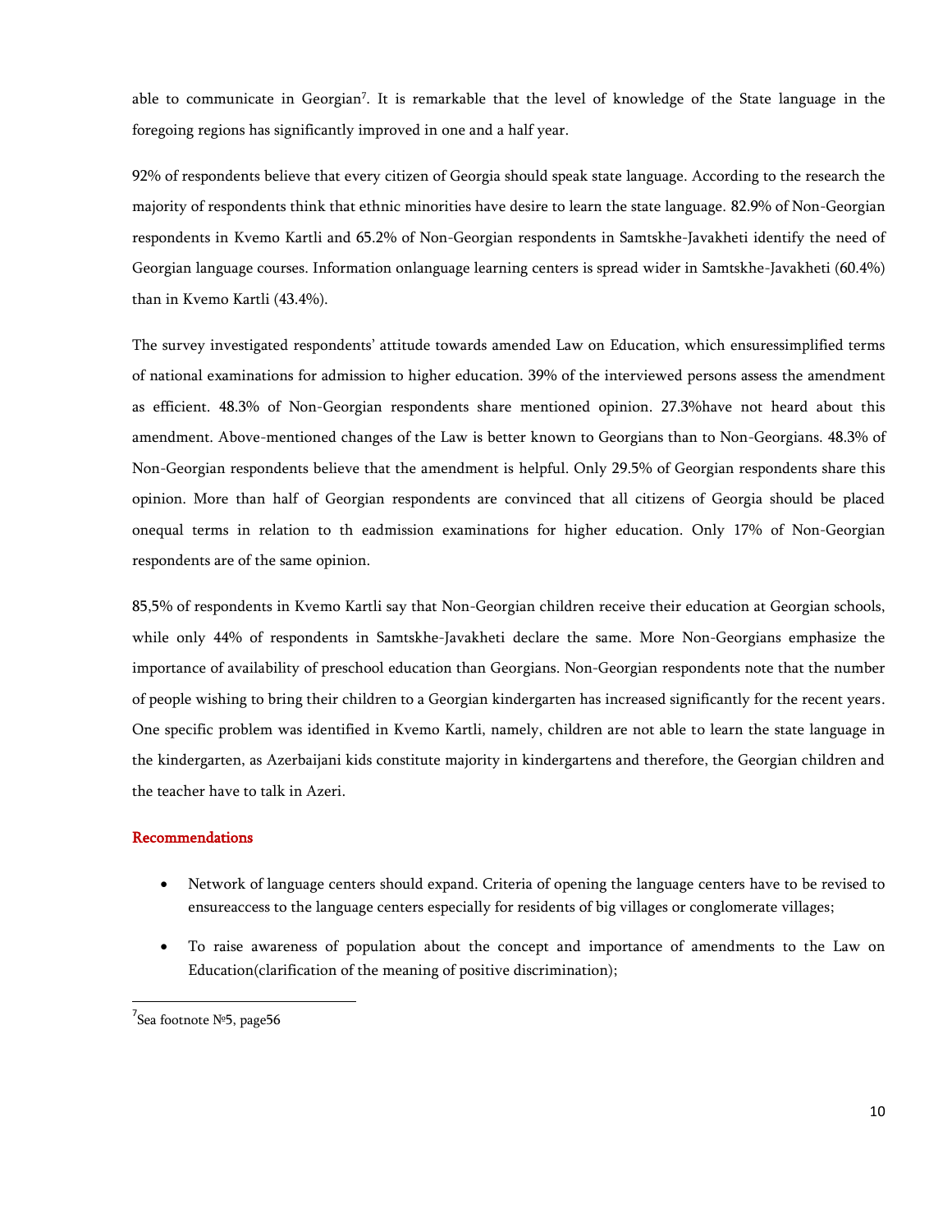able to communicate in Georgian[7]. It is remarkable that the level of knowledge of the State language in the foregoing regions has significantly improved in one and a half year.

92% of respondents believe that every citizen of Georgia should speak state language. According to the research the majority of respondents think that ethnic minorities have desire to learn the state language. 82.9% of Non-Georgian respondents in Kvemo Kartli and 65.2% of Non-Georgian respondents in Samtskhe-Javakheti identify the need of Georgian language courses. Information onlanguage learning centers is spread wider in Samtskhe-Javakheti (60.4%) than in Kvemo Kartli (43.4%).

The survey investigated respondents' attitude towards amended Law on Education, which ensuressimplified terms of national examinations for admission to higher education. 39% of the interviewed persons assess the amendment as efficient. 48.3% of Non-Georgian respondents share mentioned opinion. 27.3%have not heard about this amendment. Above-mentioned changes of the Law is better known to Georgians than to Non-Georgians. 48.3% of Non-Georgian respondents believe that the amendment is helpful. Only 29.5% of Georgian respondents share this opinion. More than half of Georgian respondents are convinced that all citizens of Georgia should be placed onequal terms in relation to th eadmission examinations for higher education. Only 17% of Non-Georgian respondents are of the same opinion.

85,5% of respondents in Kvemo Kartli say that Non-Georgian children receive their education at Georgian schools, while only 44% of respondents in Samtskhe-Javakheti declare the same. More Non-Georgians emphasize the importance of availability of preschool education than Georgians. Non-Georgian respondents note that the number of people wishing to bring their children to a Georgian kindergarten has increased significantly for the recent years. One specific problem was identified in Kvemo Kartli, namely, children are not able to learn the state language in the kindergarten, as Azerbaijani kids constitute majority in kindergartens and therefore, the Georgian children and the teacher have to talk in Azeri.

### Recommendations

- Network of language centers should expand. Criteria of opening the language centers have to be revised to ensureaccess to the language centers especially for residents of big villages or conglomerate villages;
- To raise awareness of population about the concept and importance of amendments to the Law on Education(clarification of the meaning of positive discrimination);

[7] Sea footnote №5, page56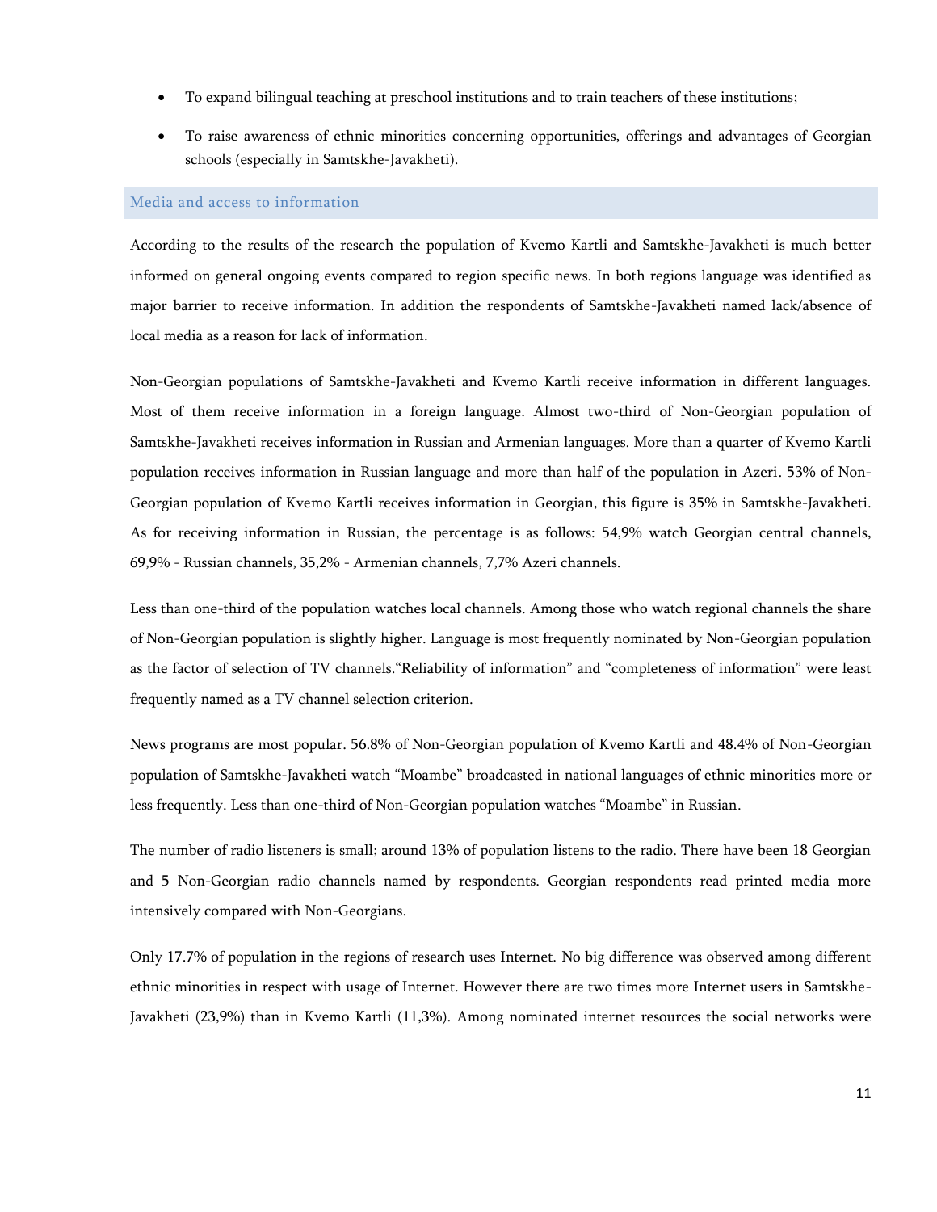- To expand bilingual teaching at preschool institutions and to train teachers of these institutions;
- To raise awareness of ethnic minorities concerning opportunities, offerings and advantages of Georgian schools (especially in Samtskhe-Javakheti).

## Media and access to information

According to the results of the research the population of Kvemo Kartli and Samtskhe-Javakheti is much better informed on general ongoing events compared to region specific news. In both regions language was identified as major barrier to receive information. In addition the respondents of Samtskhe-Javakheti named lack/absence of local media as a reason for lack of information.

Non-Georgian populations of Samtskhe-Javakheti and Kvemo Kartli receive information in different languages. Most of them receive information in a foreign language. Almost two-third of Non-Georgian population of Samtskhe-Javakheti receives information in Russian and Armenian languages. More than a quarter of Kvemo Kartli population receives information in Russian language and more than half of the population in Azeri. 53% of Non-Georgian population of Kvemo Kartli receives information in Georgian, this figure is 35% in Samtskhe-Javakheti. As for receiving information in Russian, the percentage is as follows: 54,9% watch Georgian central channels, 69,9% - Russian channels, 35,2% - Armenian channels, 7,7% Azeri channels.

Less than one-third of the population watches local channels. Among those who watch regional channels the share of Non-Georgian population is slightly higher. Language is most frequently nominated by Non-Georgian population as the factor of selection of TV channels."Reliability of information" and "completeness of information" were least frequently named as a TV channel selection criterion.

News programs are most popular. 56.8% of Non-Georgian population of Kvemo Kartli and 48.4% of Non-Georgian population of Samtskhe-Javakheti watch "Moambe" broadcasted in national languages of ethnic minorities more or less frequently. Less than one-third of Non-Georgian population watches "Moambe" in Russian.

The number of radio listeners is small; around 13% of population listens to the radio. There have been 18 Georgian and 5 Non-Georgian radio channels named by respondents. Georgian respondents read printed media more intensively compared with Non-Georgians.

Only 17.7% of population in the regions of research uses Internet. No big difference was observed among different ethnic minorities in respect with usage of Internet. However there are two times more Internet users in Samtskhe-Javakheti (23,9%) than in Kvemo Kartli (11,3%). Among nominated internet resources the social networks were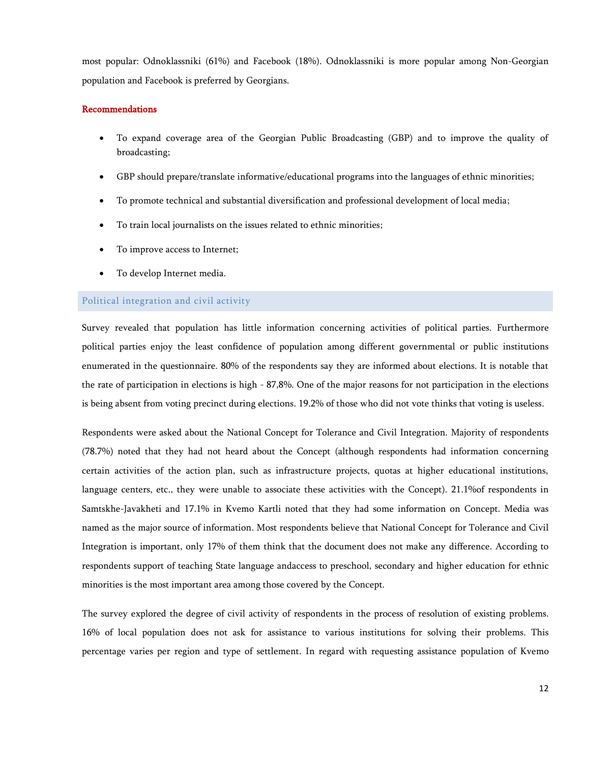most popular: Odnoklassniki (61%) and Facebook (18%). Odnoklassniki is more popular among Non-Georgian population and Facebook is preferred by Georgians.

**Recommendations**

- To expand coverage area of the Georgian Public Broadcasting (GBP) and to improve the quality of broadcasting;
- GBP should prepare/translate informative/educational programs into the languages of ethnic minorities;
- To promote technical and substantial diversification and professional development of local media;
- To train local journalists on the issues related to ethnic minorities;
- To improve access to Internet;
- To develop Internet media.

## Political integration and civil activity

Survey revealed that population has little information concerning activities of political parties. Furthermore political parties enjoy the least confidence of population among different governmental or public institutions enumerated in the questionnaire. 80% of the respondents say they are informed about elections. It is notable that the rate of participation in elections is high - 87,8%. One of the major reasons for not participation in the elections is being absent from voting precinct during elections. 19.2% of those who did not vote thinks that voting is useless.

Respondents were asked about the National Concept for Tolerance and Civil Integration. Majority of respondents (78.7%) noted that they had not heard about the Concept (although respondents had information concerning certain activities of the action plan, such as infrastructure projects, quotas at higher educational institutions, language centers, etc., they were unable to associate these activities with the Concept). 21.1%of respondents in Samtskhe-Javakheti and 17.1% in Kvemo Kartli noted that they had some information on Concept. Media was named as the major source of information. Most respondents believe that National Concept for Tolerance and Civil Integration is important, only 17% of them think that the document does not make any difference. According to respondents support of teaching State language andaccess to preschool, secondary and higher education for ethnic minorities is the most important area among those covered by the Concept.

The survey explored the degree of civil activity of respondents in the process of resolution of existing problems. 16% of local population does not ask for assistance to various institutions for solving their problems. This percentage varies per region and type of settlement. In regard with requesting assistance population of Kvemo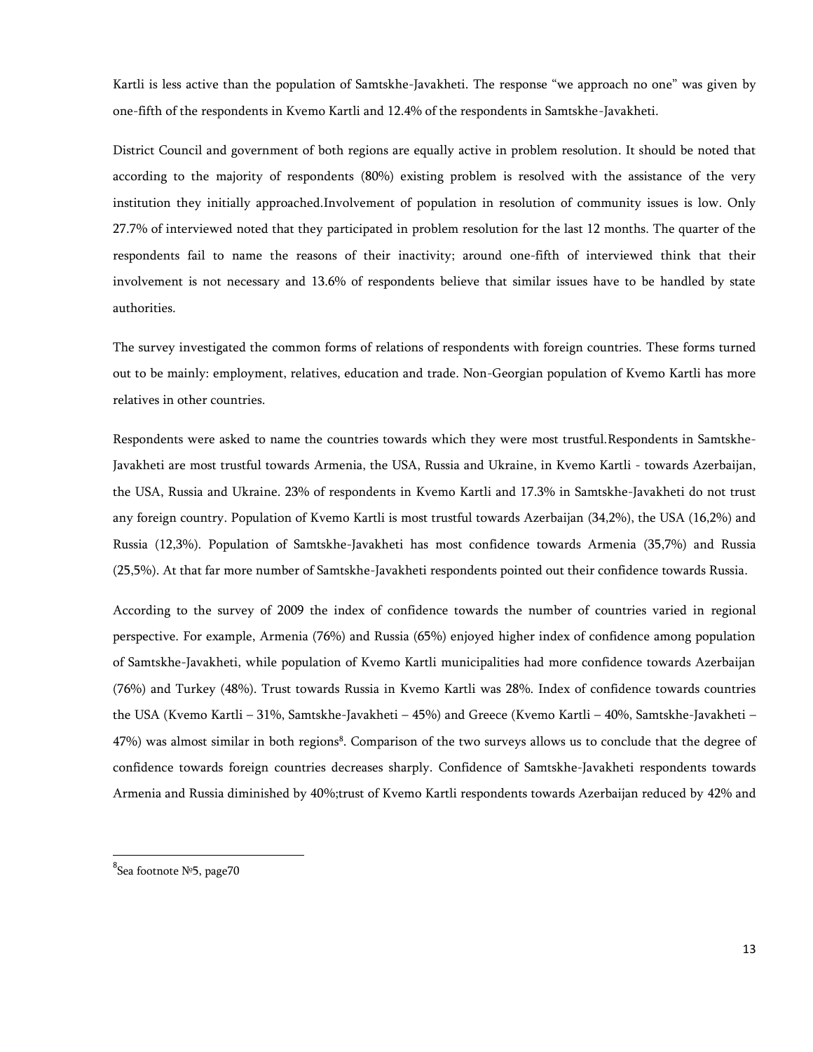Kartli is less active than the population of Samtskhe-Javakheti. The response "we approach no one" was given by one-fifth of the respondents in Kvemo Kartli and 12.4% of the respondents in Samtskhe-Javakheti.

District Council and government of both regions are equally active in problem resolution. It should be noted that according to the majority of respondents (80%) existing problem is resolved with the assistance of the very institution they initially approached.Involvement of population in resolution of community issues is low. Only 27.7% of interviewed noted that they participated in problem resolution for the last 12 months. The quarter of the respondents fail to name the reasons of their inactivity; around one-fifth of interviewed think that their involvement is not necessary and 13.6% of respondents believe that similar issues have to be handled by state authorities.

The survey investigated the common forms of relations of respondents with foreign countries. These forms turned out to be mainly: employment, relatives, education and trade. Non-Georgian population of Kvemo Kartli has more relatives in other countries.

Respondents were asked to name the countries towards which they were most trustful.Respondents in Samtskhe-Javakheti are most trustful towards Armenia, the USA, Russia and Ukraine, in Kvemo Kartli - towards Azerbaijan, the USA, Russia and Ukraine. 23% of respondents in Kvemo Kartli and 17.3% in Samtskhe-Javakheti do not trust any foreign country. Population of Kvemo Kartli is most trustful towards Azerbaijan (34,2%), the USA (16,2%) and Russia (12,3%). Population of Samtskhe-Javakheti has most confidence towards Armenia (35,7%) and Russia (25,5%). At that far more number of Samtskhe-Javakheti respondents pointed out their confidence towards Russia.

According to the survey of 2009 the index of confidence towards the number of countries varied in regional perspective. For example, Armenia (76%) and Russia (65%) enjoyed higher index of confidence among population of Samtskhe-Javakheti, while population of Kvemo Kartli municipalities had more confidence towards Azerbaijan (76%) and Turkey (48%). Trust towards Russia in Kvemo Kartli was 28%. Index of confidence towards countries the USA (Kvemo Kartli – 31%, Samtskhe-Javakheti – 45%) and Greece (Kvemo Kartli – 40%, Samtskhe-Javakheti – 47%) was almost similar in both regions[8]. Comparison of the two surveys allows us to conclude that the degree of confidence towards foreign countries decreases sharply. Confidence of Samtskhe-Javakheti respondents towards Armenia and Russia diminished by 40%;trust of Kvemo Kartli respondents towards Azerbaijan reduced by 42% and

[8] Sea footnote №5, page70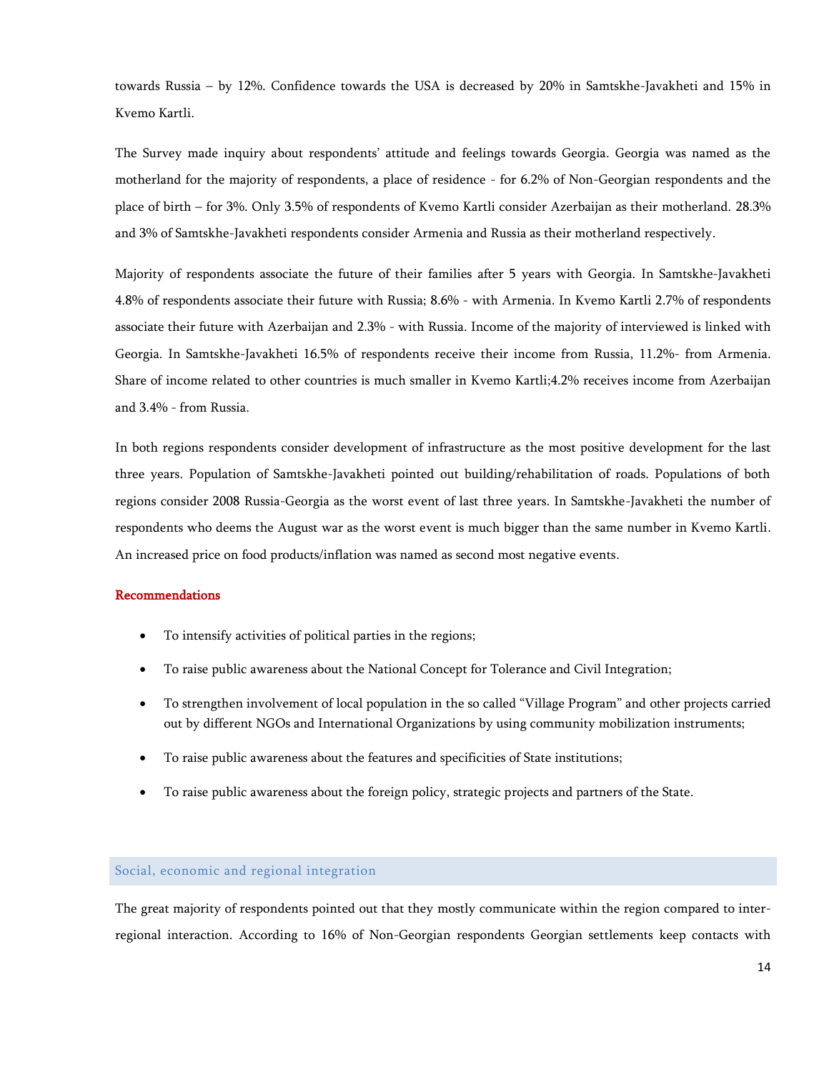towards Russia – by 12%. Confidence towards the USA is decreased by 20% in Samtskhe-Javakheti and 15% in Kvemo Kartli.

The Survey made inquiry about respondents' attitude and feelings towards Georgia. Georgia was named as the motherland for the majority of respondents, a place of residence - for 6.2% of Non-Georgian respondents and the place of birth – for 3%. Only 3.5% of respondents of Kvemo Kartli consider Azerbaijan as their motherland. 28.3% and 3% of Samtskhe-Javakheti respondents consider Armenia and Russia as their motherland respectively.

Majority of respondents associate the future of their families after 5 years with Georgia. In Samtskhe-Javakheti 4.8% of respondents associate their future with Russia; 8.6% - with Armenia. In Kvemo Kartli 2.7% of respondents associate their future with Azerbaijan and 2.3% - with Russia. Income of the majority of interviewed is linked with Georgia. In Samtskhe-Javakheti 16.5% of respondents receive their income from Russia, 11.2%- from Armenia. Share of income related to other countries is much smaller in Kvemo Kartli;4.2% receives income from Azerbaijan and 3.4% - from Russia.

In both regions respondents consider development of infrastructure as the most positive development for the last three years. Population of Samtskhe-Javakheti pointed out building/rehabilitation of roads. Populations of both regions consider 2008 Russia-Georgia as the worst event of last three years. In Samtskhe-Javakheti the number of respondents who deems the August war as the worst event is much bigger than the same number in Kvemo Kartli. An increased price on food products/inflation was named as second most negative events.

**Recommendations**

- To intensify activities of political parties in the regions;
- To raise public awareness about the National Concept for Tolerance and Civil Integration;
- To strengthen involvement of local population in the so called "Village Program" and other projects carried out by different NGOs and International Organizations by using community mobilization instruments;
- To raise public awareness about the features and specificities of State institutions;
- To raise public awareness about the foreign policy, strategic projects and partners of the State.

## Social, economic and regional integration

The great majority of respondents pointed out that they mostly communicate within the region compared to inter-regional interaction. According to 16% of Non-Georgian respondents Georgian settlements keep contacts with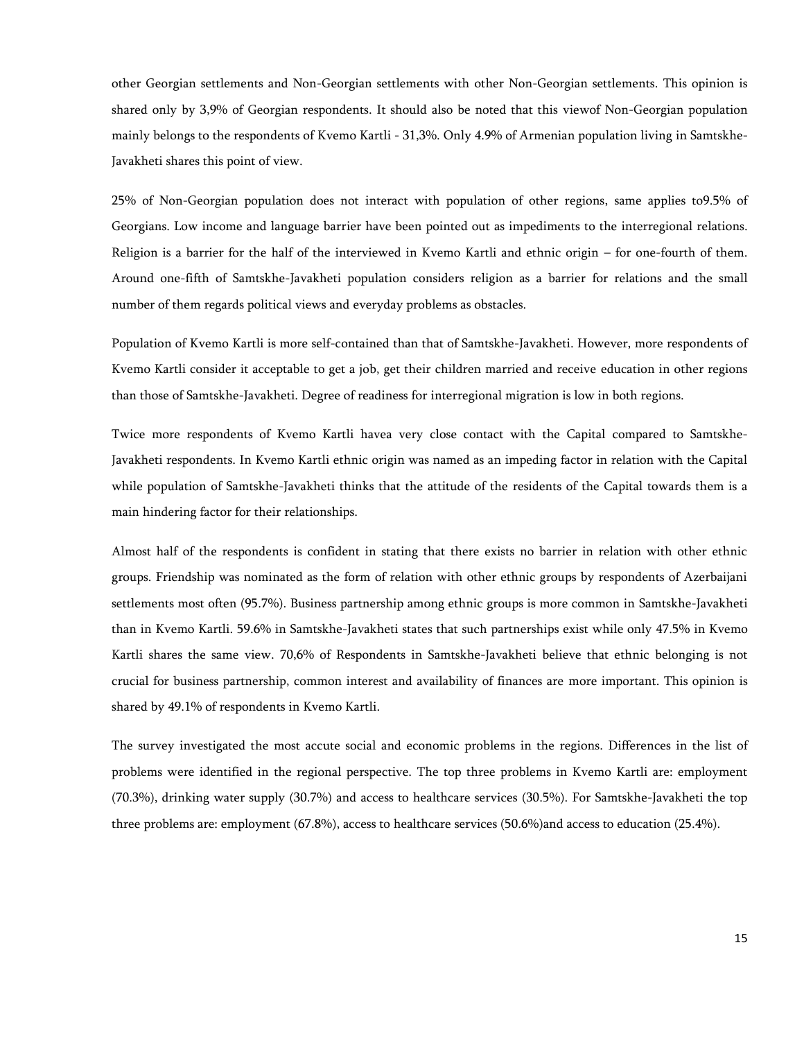other Georgian settlements and Non-Georgian settlements with other Non-Georgian settlements. This opinion is shared only by 3,9% of Georgian respondents. It should also be noted that this viewof Non-Georgian population mainly belongs to the respondents of Kvemo Kartli - 31,3%. Only 4.9% of Armenian population living in Samtskhe-Javakheti shares this point of view.

25% of Non-Georgian population does not interact with population of other regions, same applies to9.5% of Georgians. Low income and language barrier have been pointed out as impediments to the interregional relations. Religion is a barrier for the half of the interviewed in Kvemo Kartli and ethnic origin – for one-fourth of them. Around one-fifth of Samtskhe-Javakheti population considers religion as a barrier for relations and the small number of them regards political views and everyday problems as obstacles.

Population of Kvemo Kartli is more self-contained than that of Samtskhe-Javakheti. However, more respondents of Kvemo Kartli consider it acceptable to get a job, get their children married and receive education in other regions than those of Samtskhe-Javakheti. Degree of readiness for interregional migration is low in both regions.

Twice more respondents of Kvemo Kartli havea very close contact with the Capital compared to Samtskhe-Javakheti respondents. In Kvemo Kartli ethnic origin was named as an impeding factor in relation with the Capital while population of Samtskhe-Javakheti thinks that the attitude of the residents of the Capital towards them is a main hindering factor for their relationships.

Almost half of the respondents is confident in stating that there exists no barrier in relation with other ethnic groups. Friendship was nominated as the form of relation with other ethnic groups by respondents of Azerbaijani settlements most often (95.7%). Business partnership among ethnic groups is more common in Samtskhe-Javakheti than in Kvemo Kartli. 59.6% in Samtskhe-Javakheti states that such partnerships exist while only 47.5% in Kvemo Kartli shares the same view. 70,6% of Respondents in Samtskhe-Javakheti believe that ethnic belonging is not crucial for business partnership, common interest and availability of finances are more important. This opinion is shared by 49.1% of respondents in Kvemo Kartli.

The survey investigated the most accute social and economic problems in the regions. Differences in the list of problems were identified in the regional perspective. The top three problems in Kvemo Kartli are: employment (70.3%), drinking water supply (30.7%) and access to healthcare services (30.5%). For Samtskhe-Javakheti the top three problems are: employment (67.8%), access to healthcare services (50.6%)and access to education (25.4%).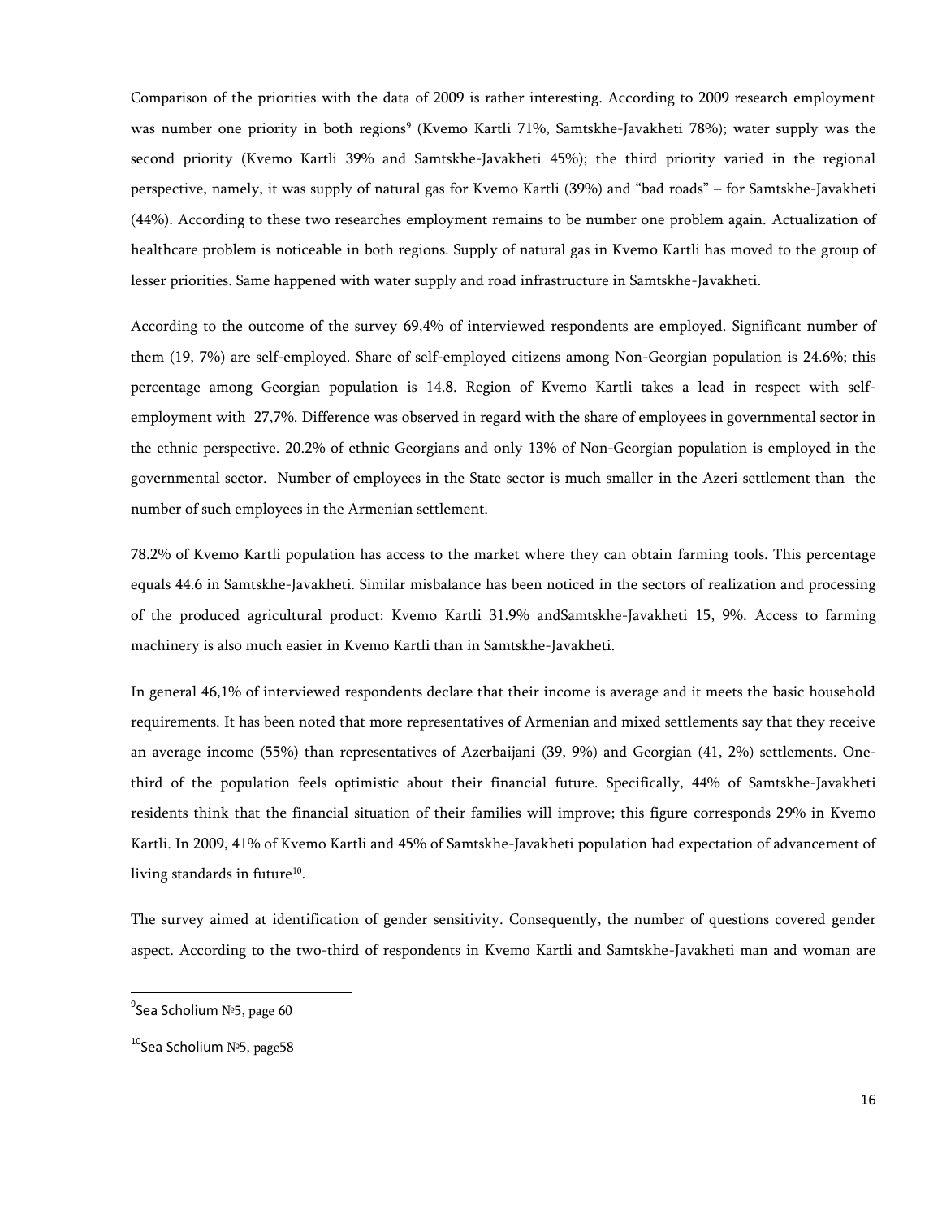Comparison of the priorities with the data of 2009 is rather interesting. According to 2009 research employment was number one priority in both regions[9] (Kvemo Kartli 71%, Samtskhe-Javakheti 78%); water supply was the second priority (Kvemo Kartli 39% and Samtskhe-Javakheti 45%); the third priority varied in the regional perspective, namely, it was supply of natural gas for Kvemo Kartli (39%) and "bad roads" – for Samtskhe-Javakheti (44%). According to these two researches employment remains to be number one problem again. Actualization of healthcare problem is noticeable in both regions. Supply of natural gas in Kvemo Kartli has moved to the group of lesser priorities. Same happened with water supply and road infrastructure in Samtskhe-Javakheti.

According to the outcome of the survey 69,4% of interviewed respondents are employed. Significant number of them (19, 7%) are self-employed. Share of self-employed citizens among Non-Georgian population is 24.6%; this percentage among Georgian population is 14.8. Region of Kvemo Kartli takes a lead in respect with self-employment with 27,7%. Difference was observed in regard with the share of employees in governmental sector in the ethnic perspective. 20.2% of ethnic Georgians and only 13% of Non-Georgian population is employed in the governmental sector. Number of employees in the State sector is much smaller in the Azeri settlement than the number of such employees in the Armenian settlement.

78.2% of Kvemo Kartli population has access to the market where they can obtain farming tools. This percentage equals 44.6 in Samtskhe-Javakheti. Similar misbalance has been noticed in the sectors of realization and processing of the produced agricultural product: Kvemo Kartli 31.9% andSamtskhe-Javakheti 15, 9%. Access to farming machinery is also much easier in Kvemo Kartli than in Samtskhe-Javakheti.

In general 46,1% of interviewed respondents declare that their income is average and it meets the basic household requirements. It has been noted that more representatives of Armenian and mixed settlements say that they receive an average income (55%) than representatives of Azerbaijani (39, 9%) and Georgian (41, 2%) settlements. One-third of the population feels optimistic about their financial future. Specifically, 44% of Samtskhe-Javakheti residents think that the financial situation of their families will improve; this figure corresponds 29% in Kvemo Kartli. In 2009, 41% of Kvemo Kartli and 45% of Samtskhe-Javakheti population had expectation of advancement of living standards in future[10].

The survey aimed at identification of gender sensitivity. Consequently, the number of questions covered gender aspect. According to the two-third of respondents in Kvemo Kartli and Samtskhe-Javakheti man and woman are

---

[9] Sea Scholium №5, page 60

[10] Sea Scholium №5, page58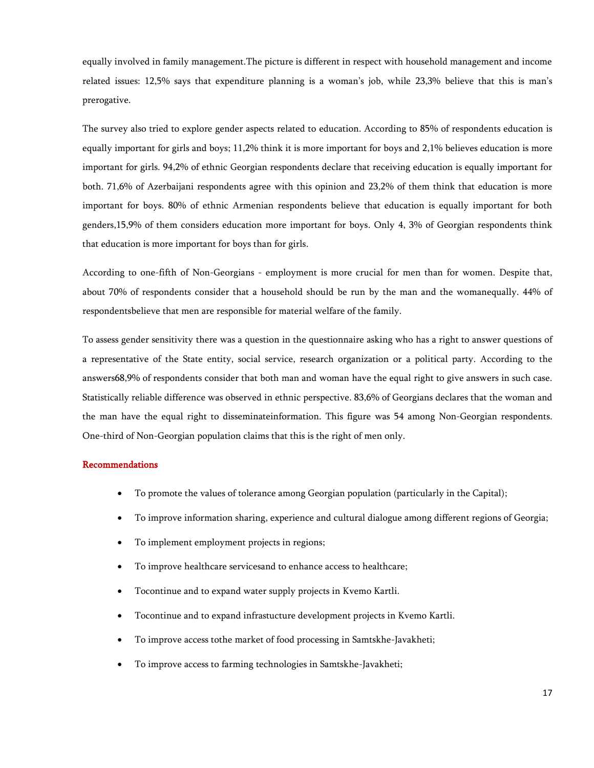equally involved in family management.The picture is different in respect with household management and income related issues: 12,5% says that expenditure planning is a woman's job, while 23,3% believe that this is man's prerogative.

The survey also tried to explore gender aspects related to education. According to 85% of respondents education is equally important for girls and boys; 11,2% think it is more important for boys and 2,1% believes education is more important for girls. 94,2% of ethnic Georgian respondents declare that receiving education is equally important for both. 71,6% of Azerbaijani respondents agree with this opinion and 23,2% of them think that education is more important for boys. 80% of ethnic Armenian respondents believe that education is equally important for both genders,15,9% of them considers education more important for boys. Only 4, 3% of Georgian respondents think that education is more important for boys than for girls.

According to one-fifth of Non-Georgians - employment is more crucial for men than for women. Despite that, about 70% of respondents consider that a household should be run by the man and the womanequally. 44% of respondentsbelieve that men are responsible for material welfare of the family.

To assess gender sensitivity there was a question in the questionnaire asking who has a right to answer questions of a representative of the State entity, social service, research organization or a political party. According to the answers68,9% of respondents consider that both man and woman have the equal right to give answers in such case. Statistically reliable difference was observed in ethnic perspective. 83,6% of Georgians declares that the woman and the man have the equal right to disseminateinformation. This figure was 54 among Non-Georgian respondents. One-third of Non-Georgian population claims that this is the right of men only.

### Recommendations

- To promote the values of tolerance among Georgian population (particularly in the Capital);
- To improve information sharing, experience and cultural dialogue among different regions of Georgia;
- To implement employment projects in regions;
- To improve healthcare servicesand to enhance access to healthcare;
- Tocontinue and to expand water supply projects in Kvemo Kartli.
- Tocontinue and to expand infrastucture development projects in Kvemo Kartli.
- To improve access tothe market of food processing in Samtskhe-Javakheti;
- To improve access to farming technologies in Samtskhe-Javakheti;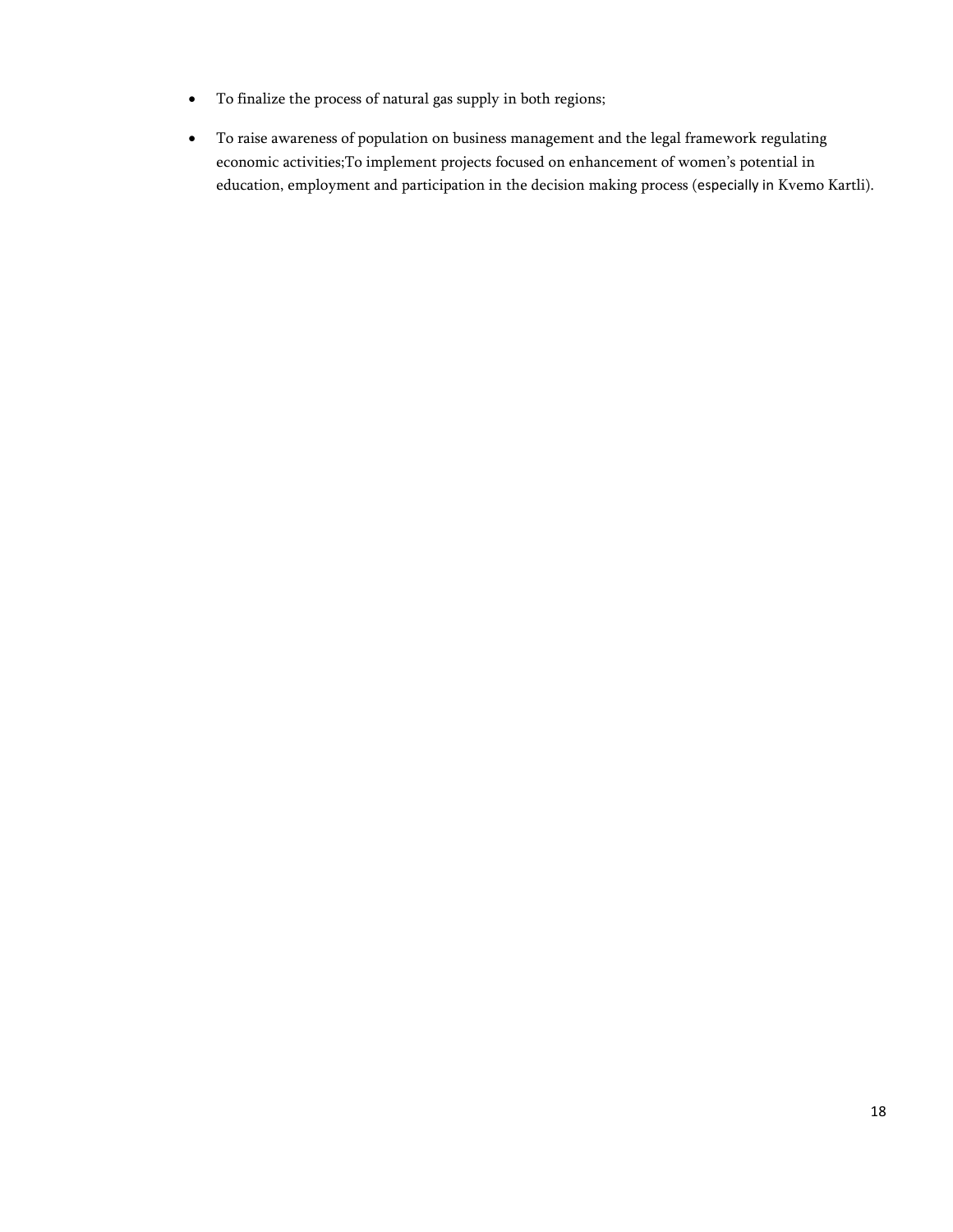- To finalize the process of natural gas supply in both regions;
- To raise awareness of population on business management and the legal framework regulating economic activities;To implement projects focused on enhancement of women's potential in education, employment and participation in the decision making process (especially in Kvemo Kartli).